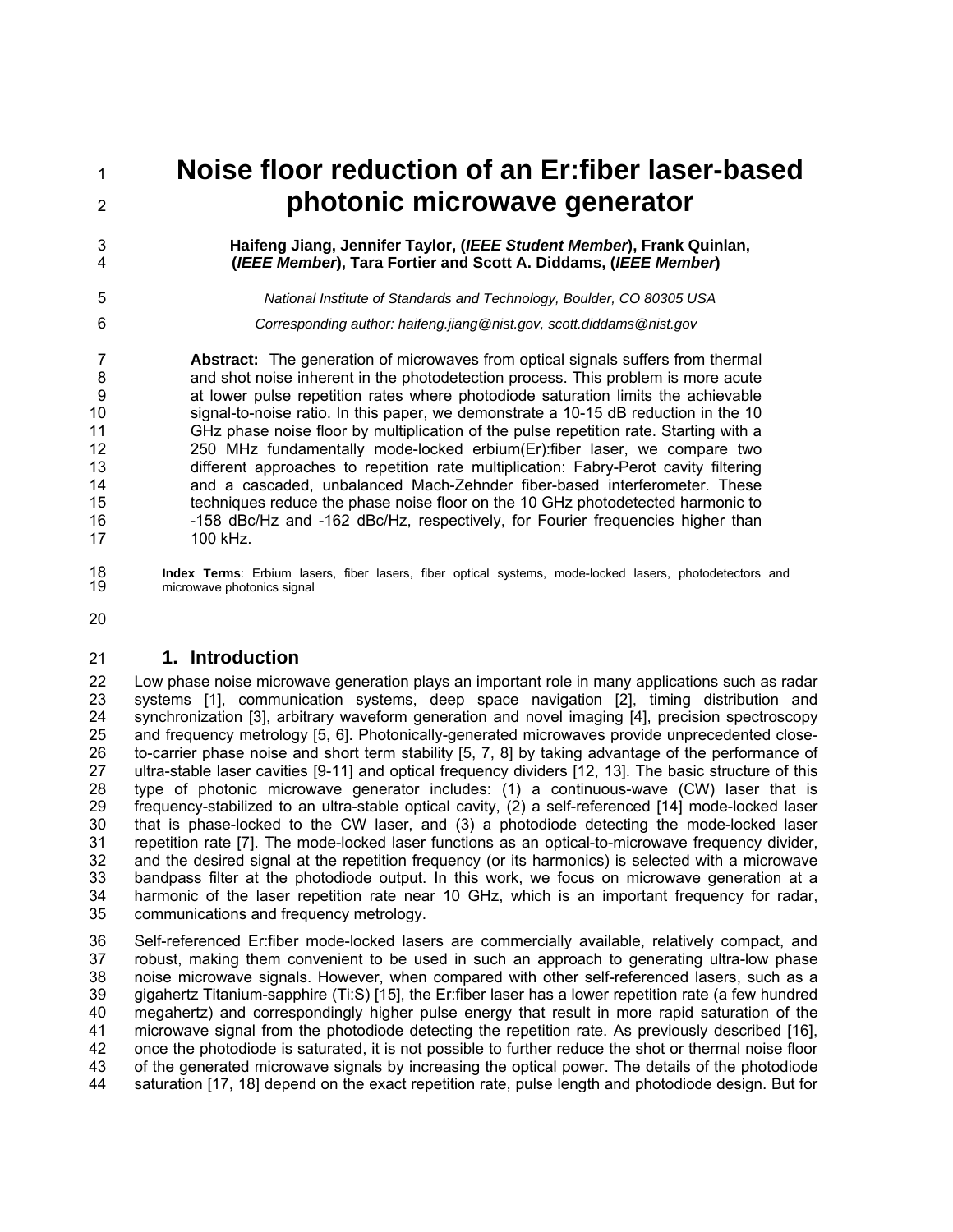# Noise floor reduction of an Er:fiber laser-based photonic microwave generator

**Haifeng Jiang, Jennifer Taylor, (*IEEE Student Member*), Frank Quinlan, (*IEEE Member*), Tara Fortier and Scott A. Diddams, (*IEEE Member*)**

*National Institute of Standards and Technology, Boulder, CO 80305 USA*

*Corresponding author: haifeng.jiang@nist.gov, scott.diddams@nist.gov*

**Abstract:** The generation of microwaves from optical signals suffers from thermal and shot noise inherent in the photodetection process. This problem is more acute at lower pulse repetition rates where photodiode saturation limits the achievable signal-to-noise ratio. In this paper, we demonstrate a 10-15 dB reduction in the 10 GHz phase noise floor by multiplication of the pulse repetition rate. Starting with a 250 MHz fundamentally mode-locked erbium(Er):fiber laser, we compare two different approaches to repetition rate multiplication: Fabry-Perot cavity filtering and a cascaded, unbalanced Mach-Zehnder fiber-based interferometer. These techniques reduce the phase noise floor on the 10 GHz photodetected harmonic to -158 dBc/Hz and -162 dBc/Hz, respectively, for Fourier frequencies higher than 100 kHz.

**Index Terms**: Erbium lasers, fiber lasers, fiber optical systems, mode-locked lasers, photodetectors and microwave photonics signal

## 1. Introduction

Low phase noise microwave generation plays an important role in many applications such as radar systems [1], communication systems, deep space navigation [2], timing distribution and synchronization [3], arbitrary waveform generation and novel imaging [4], precision spectroscopy and frequency metrology [5, 6]. Photonically-generated microwaves provide unprecedented close-to-carrier phase noise and short term stability [5, 7, 8] by taking advantage of the performance of ultra-stable laser cavities [9-11] and optical frequency dividers [12, 13]. The basic structure of this type of photonic microwave generator includes: (1) a continuous-wave (CW) laser that is frequency-stabilized to an ultra-stable optical cavity, (2) a self-referenced [14] mode-locked laser that is phase-locked to the CW laser, and (3) a photodiode detecting the mode-locked laser repetition rate [7]. The mode-locked laser functions as an optical-to-microwave frequency divider, and the desired signal at the repetition frequency (or its harmonics) is selected with a microwave bandpass filter at the photodiode output. In this work, we focus on microwave generation at a harmonic of the laser repetition rate near 10 GHz, which is an important frequency for radar, communications and frequency metrology.

Self-referenced Er:fiber mode-locked lasers are commercially available, relatively compact, and robust, making them convenient to be used in such an approach to generating ultra-low phase noise microwave signals. However, when compared with other self-referenced lasers, such as a gigahertz Titanium-sapphire (Ti:S) [15], the Er:fiber laser has a lower repetition rate (a few hundred megahertz) and correspondingly higher pulse energy that result in more rapid saturation of the microwave signal from the photodiode detecting the repetition rate. As previously described [16], once the photodiode is saturated, it is not possible to further reduce the shot or thermal noise floor of the generated microwave signals by increasing the optical power. The details of the photodiode saturation [17, 18] depend on the exact repetition rate, pulse length and photodiode design. But for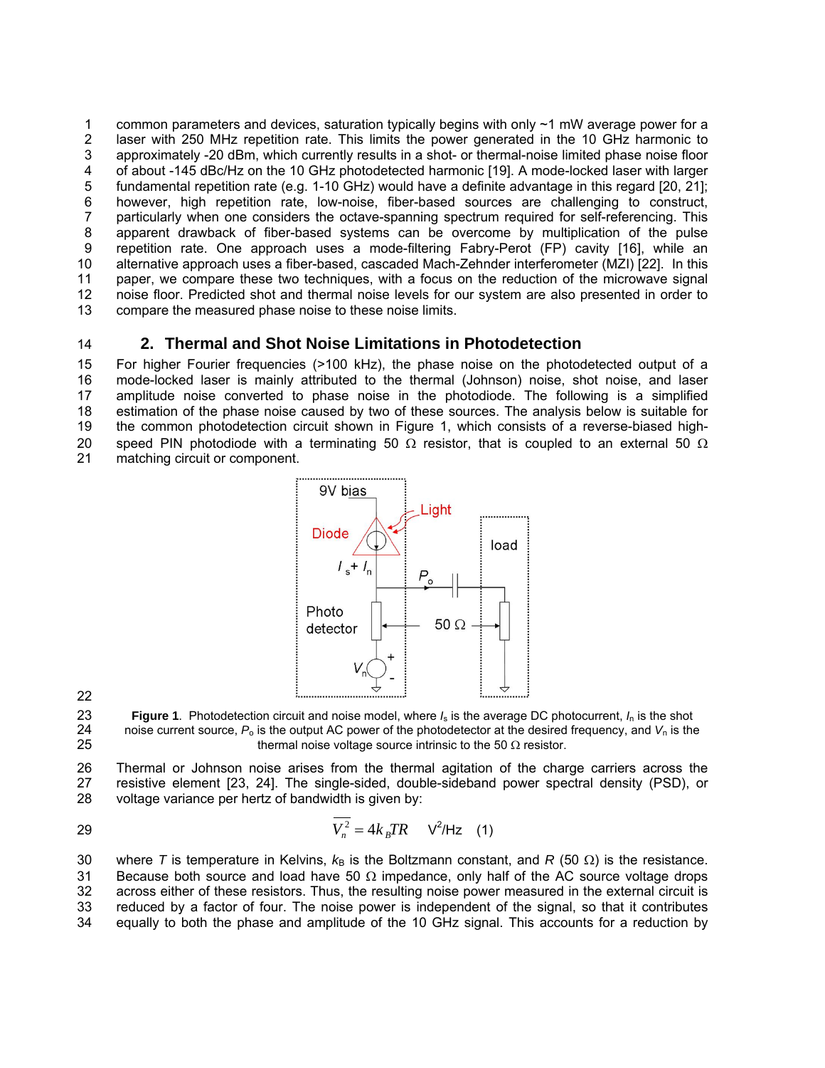common parameters and devices, saturation typically begins with only ~1 mW average power for a laser with 250 MHz repetition rate. This limits the power generated in the 10 GHz harmonic to approximately -20 dBm, which currently results in a shot- or thermal-noise limited phase noise floor of about -145 dBc/Hz on the 10 GHz photodetected harmonic [19]. A mode-locked laser with larger fundamental repetition rate (e.g. 1-10 GHz) would have a definite advantage in this regard [20, 21]; however, high repetition rate, low-noise, fiber-based sources are challenging to construct, particularly when one considers the octave-spanning spectrum required for self-referencing. This apparent drawback of fiber-based systems can be overcome by multiplication of the pulse repetition rate. One approach uses a mode-filtering Fabry-Perot (FP) cavity [16], while an alternative approach uses a fiber-based, cascaded Mach-Zehnder interferometer (MZI) [22]. In this paper, we compare these two techniques, with a focus on the reduction of the microwave signal noise floor. Predicted shot and thermal noise levels for our system are also presented in order to compare the measured phase noise to these noise limits.

## 2. Thermal and Shot Noise Limitations in Photodetection

For higher Fourier frequencies (>100 kHz), the phase noise on the photodetected output of a mode-locked laser is mainly attributed to the thermal (Johnson) noise, shot noise, and laser amplitude noise converted to phase noise in the photodiode. The following is a simplified estimation of the phase noise caused by two of these sources. The analysis below is suitable for the common photodetection circuit shown in Figure 1, which consists of a reverse-biased high-speed PIN photodiode with a terminating 50 Ω resistor, that is coupled to an external 50 Ω matching circuit or component.

**Figure 1**. Photodetection circuit and noise model, where $I_s$ is the average DC photocurrent, $I_n$ is the shot noise current source, $P_o$ is the output AC power of the photodetector at the desired frequency, and $V_n$ is the thermal noise voltage source intrinsic to the 50 Ω resistor.

Thermal or Johnson noise arises from the thermal agitation of the charge carriers across the resistive element [23, 24]. The single-sided, double-sideband power spectral density (PSD), or voltage variance per hertz of bandwidth is given by:

$$\overline{V_n^2} = 4k_B TR \quad \text{V}^2/\text{Hz} \quad (1)$$

where $T$ is temperature in Kelvins, $k_B$ is the Boltzmann constant, and $R$ (50 Ω) is the resistance. Because both source and load have 50 Ω impedance, only half of the AC source voltage drops across either of these resistors. Thus, the resulting noise power measured in the external circuit is reduced by a factor of four. The noise power is independent of the signal, so that it contributes equally to both the phase and amplitude of the 10 GHz signal. This accounts for a reduction by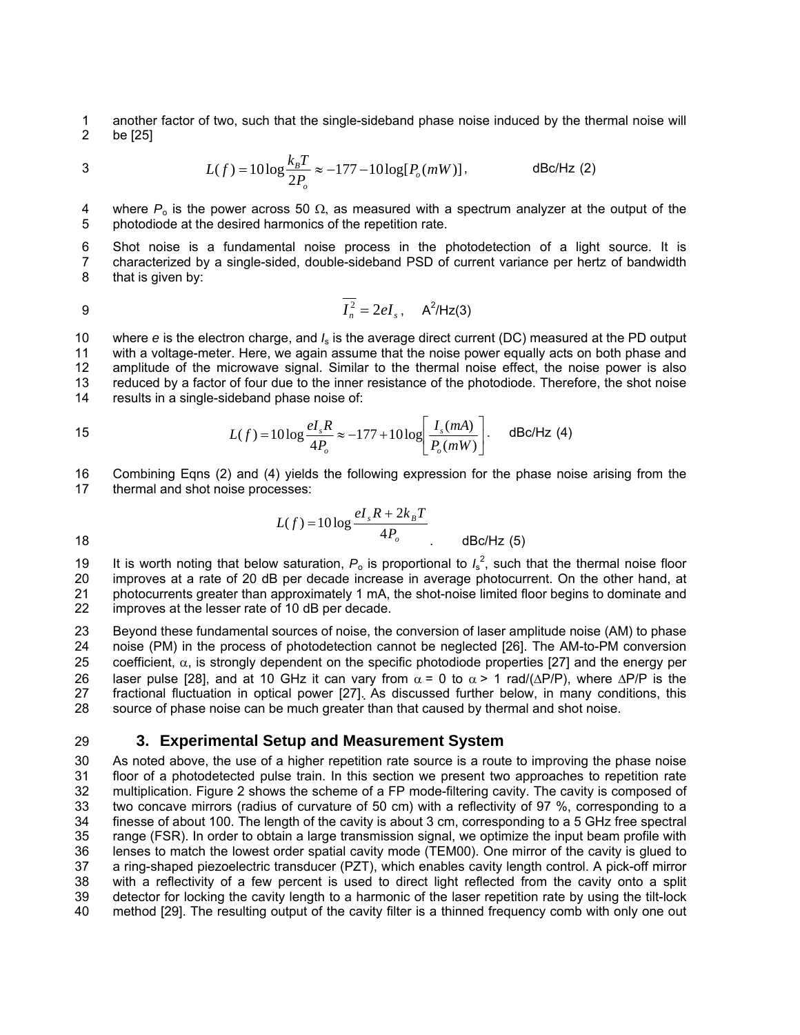another factor of two, such that the single-sideband phase noise induced by the thermal noise will be [25]

$$L(f) = 10\log\frac{k_B T}{2P_o} \approx -177 - 10\log[P_o(mW)], \qquad \text{dBc/Hz (2)}$$

where $P_o$ is the power across 50 Ω, as measured with a spectrum analyzer at the output of the photodiode at the desired harmonics of the repetition rate.

Shot noise is a fundamental noise process in the photodetection of a light source. It is characterized by a single-sided, double-sideband PSD of current variance per hertz of bandwidth that is given by:

$$\overline{I_n^2} = 2eI_s, \quad \text{A}^2\text{/Hz(3)}$$

where $e$ is the electron charge, and $I_s$ is the average direct current (DC) measured at the PD output with a voltage-meter. Here, we again assume that the noise power equally acts on both phase and amplitude of the microwave signal. Similar to the thermal noise effect, the noise power is also reduced by a factor of four due to the inner resistance of the photodiode. Therefore, the shot noise results in a single-sideband phase noise of:

$$L(f) = 10\log\frac{eI_s R}{4P_o} \approx -177 + 10\log\left[\frac{I_s(mA)}{P_o(mW)}\right]. \qquad \text{dBc/Hz (4)}$$

Combining Eqns (2) and (4) yields the following expression for the phase noise arising from the thermal and shot noise processes:

$$L(f) = 10\log\frac{eI_s R + 2k_B T}{4P_o}. \qquad \text{dBc/Hz (5)}$$

It is worth noting that below saturation, $P_o$ is proportional to $I_s^2$, such that the thermal noise floor improves at a rate of 20 dB per decade increase in average photocurrent. On the other hand, at photocurrents greater than approximately 1 mA, the shot-noise limited floor begins to dominate and improves at the lesser rate of 10 dB per decade.

Beyond these fundamental sources of noise, the conversion of laser amplitude noise (AM) to phase noise (PM) in the process of photodetection cannot be neglected [26]. The AM-to-PM conversion coefficient, $\alpha$, is strongly dependent on the specific photodiode properties [27] and the energy per laser pulse [28], and at 10 GHz it can vary from $\alpha = 0$ to $\alpha > 1$ rad/($\Delta P/P$), where $\Delta P/P$ is the fractional fluctuation in optical power [27]. As discussed further below, in many conditions, this source of phase noise can be much greater than that caused by thermal and shot noise.

## 3. Experimental Setup and Measurement System

As noted above, the use of a higher repetition rate source is a route to improving the phase noise floor of a photodetected pulse train. In this section we present two approaches to repetition rate multiplication. Figure 2 shows the scheme of a FP mode-filtering cavity. The cavity is composed of two concave mirrors (radius of curvature of 50 cm) with a reflectivity of 97 %, corresponding to a finesse of about 100. The length of the cavity is about 3 cm, corresponding to a 5 GHz free spectral range (FSR). In order to obtain a large transmission signal, we optimize the input beam profile with lenses to match the lowest order spatial cavity mode (TEM00). One mirror of the cavity is glued to a ring-shaped piezoelectric transducer (PZT), which enables cavity length control. A pick-off mirror with a reflectivity of a few percent is used to direct light reflected from the cavity onto a split detector for locking the cavity length to a harmonic of the laser repetition rate by using the tilt-lock method [29]. The resulting output of the cavity filter is a thinned frequency comb with only one out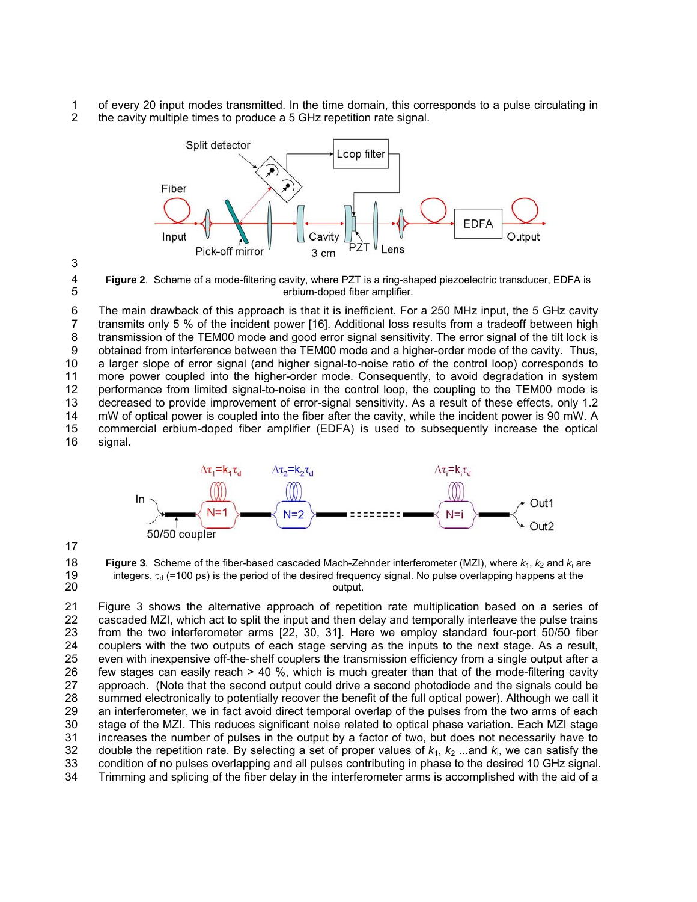of every 20 input modes transmitted. In the time domain, this corresponds to a pulse circulating in the cavity multiple times to produce a 5 GHz repetition rate signal.

**Figure 2**. Scheme of a mode-filtering cavity, where PZT is a ring-shaped piezoelectric transducer, EDFA is erbium-doped fiber amplifier.

The main drawback of this approach is that it is inefficient. For a 250 MHz input, the 5 GHz cavity transmits only 5 % of the incident power [16]. Additional loss results from a tradeoff between high transmission of the TEM00 mode and good error signal sensitivity. The error signal of the tilt lock is obtained from interference between the TEM00 mode and a higher-order mode of the cavity. Thus, a larger slope of error signal (and higher signal-to-noise ratio of the control loop) corresponds to more power coupled into the higher-order mode. Consequently, to avoid degradation in system performance from limited signal-to-noise in the control loop, the coupling to the TEM00 mode is decreased to provide improvement of error-signal sensitivity. As a result of these effects, only 1.2 mW of optical power is coupled into the fiber after the cavity, while the incident power is 90 mW. A commercial erbium-doped fiber amplifier (EDFA) is used to subsequently increase the optical signal.

**Figure 3**. Scheme of the fiber-based cascaded Mach-Zehnder interferometer (MZI), where $k_1$, $k_2$ and $k_i$ are integers, $\tau_d$ (=100 ps) is the period of the desired frequency signal. No pulse overlapping happens at the output.

Figure 3 shows the alternative approach of repetition rate multiplication based on a series of cascaded MZI, which act to split the input and then delay and temporally interleave the pulse trains from the two interferometer arms [22, 30, 31]. Here we employ standard four-port 50/50 fiber couplers with the two outputs of each stage serving as the inputs to the next stage. As a result, even with inexpensive off-the-shelf couplers the transmission efficiency from a single output after a few stages can easily reach > 40 %, which is much greater than that of the mode-filtering cavity approach. (Note that the second output could drive a second photodiode and the signals could be summed electronically to potentially recover the benefit of the full optical power). Although we call it an interferometer, we in fact avoid direct temporal overlap of the pulses from the two arms of each stage of the MZI. This reduces significant noise related to optical phase variation. Each MZI stage increases the number of pulses in the output by a factor of two, but does not necessarily have to double the repetition rate. By selecting a set of proper values of $k_1$, $k_2$ ...and $k_i$, we can satisfy the condition of no pulses overlapping and all pulses contributing in phase to the desired 10 GHz signal. Trimming and splicing of the fiber delay in the interferometer arms is accomplished with the aid of a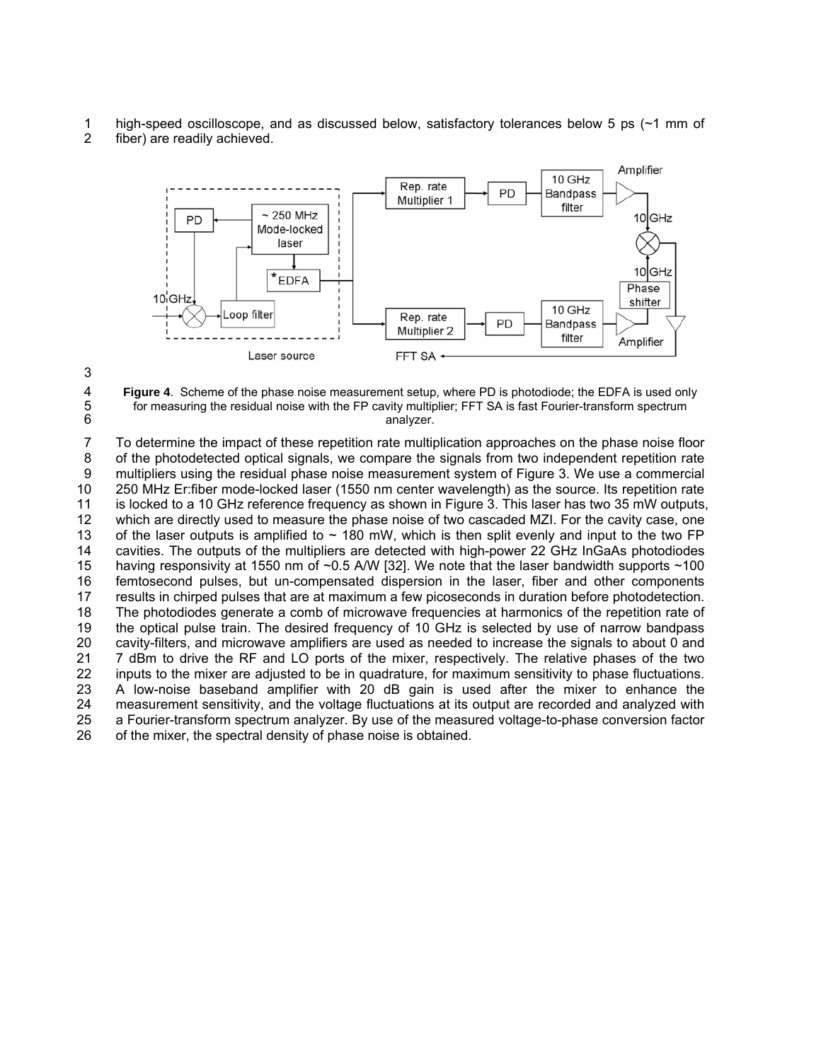high-speed oscilloscope, and as discussed below, satisfactory tolerances below 5 ps (~1 mm of fiber) are readily achieved.

**Figure 4**. Scheme of the phase noise measurement setup, where PD is photodiode; the EDFA is used only for measuring the residual noise with the FP cavity multiplier; FFT SA is fast Fourier-transform spectrum analyzer.

To determine the impact of these repetition rate multiplication approaches on the phase noise floor of the photodetected optical signals, we compare the signals from two independent repetition rate multipliers using the residual phase noise measurement system of Figure 3. We use a commercial 250 MHz Er:fiber mode-locked laser (1550 nm center wavelength) as the source. Its repetition rate is locked to a 10 GHz reference frequency as shown in Figure 3. This laser has two 35 mW outputs, which are directly used to measure the phase noise of two cascaded MZI. For the cavity case, one of the laser outputs is amplified to ~ 180 mW, which is then split evenly and input to the two FP cavities. The outputs of the multipliers are detected with high-power 22 GHz InGaAs photodiodes having responsivity at 1550 nm of ~0.5 A/W [32]. We note that the laser bandwidth supports ~100 femtosecond pulses, but un-compensated dispersion in the laser, fiber and other components results in chirped pulses that are at maximum a few picoseconds in duration before photodetection. The photodiodes generate a comb of microwave frequencies at harmonics of the repetition rate of the optical pulse train. The desired frequency of 10 GHz is selected by use of narrow bandpass cavity-filters, and microwave amplifiers are used as needed to increase the signals to about 0 and 7 dBm to drive the RF and LO ports of the mixer, respectively. The relative phases of the two inputs to the mixer are adjusted to be in quadrature, for maximum sensitivity to phase fluctuations. A low-noise baseband amplifier with 20 dB gain is used after the mixer to enhance the measurement sensitivity, and the voltage fluctuations at its output are recorded and analyzed with a Fourier-transform spectrum analyzer. By use of the measured voltage-to-phase conversion factor of the mixer, the spectral density of phase noise is obtained.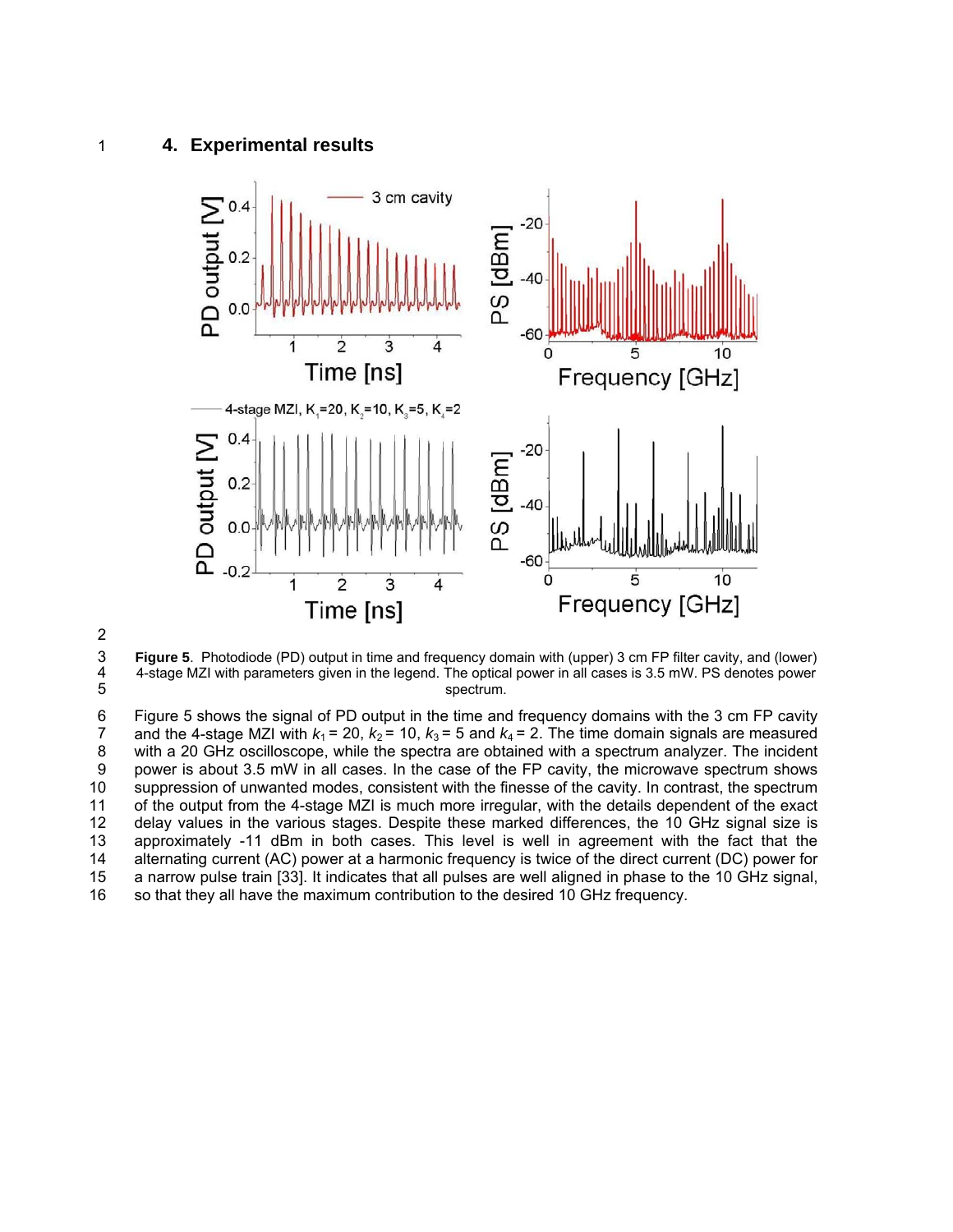## 4. Experimental results

**Figure 5**. Photodiode (PD) output in time and frequency domain with (upper) 3 cm FP filter cavity, and (lower) 4-stage MZI with parameters given in the legend. The optical power in all cases is 3.5 mW. PS denotes power spectrum.

Figure 5 shows the signal of PD output in the time and frequency domains with the 3 cm FP cavity and the 4-stage MZI with $k_1 = 20$, $k_2 = 10$, $k_3 = 5$ and $k_4 = 2$. The time domain signals are measured with a 20 GHz oscilloscope, while the spectra are obtained with a spectrum analyzer. The incident power is about 3.5 mW in all cases. In the case of the FP cavity, the microwave spectrum shows suppression of unwanted modes, consistent with the finesse of the cavity. In contrast, the spectrum of the output from the 4-stage MZI is much more irregular, with the details dependent of the exact delay values in the various stages. Despite these marked differences, the 10 GHz signal size is approximately -11 dBm in both cases. This level is well in agreement with the fact that the alternating current (AC) power at a harmonic frequency is twice of the direct current (DC) power for a narrow pulse train [33]. It indicates that all pulses are well aligned in phase to the 10 GHz signal, so that they all have the maximum contribution to the desired 10 GHz frequency.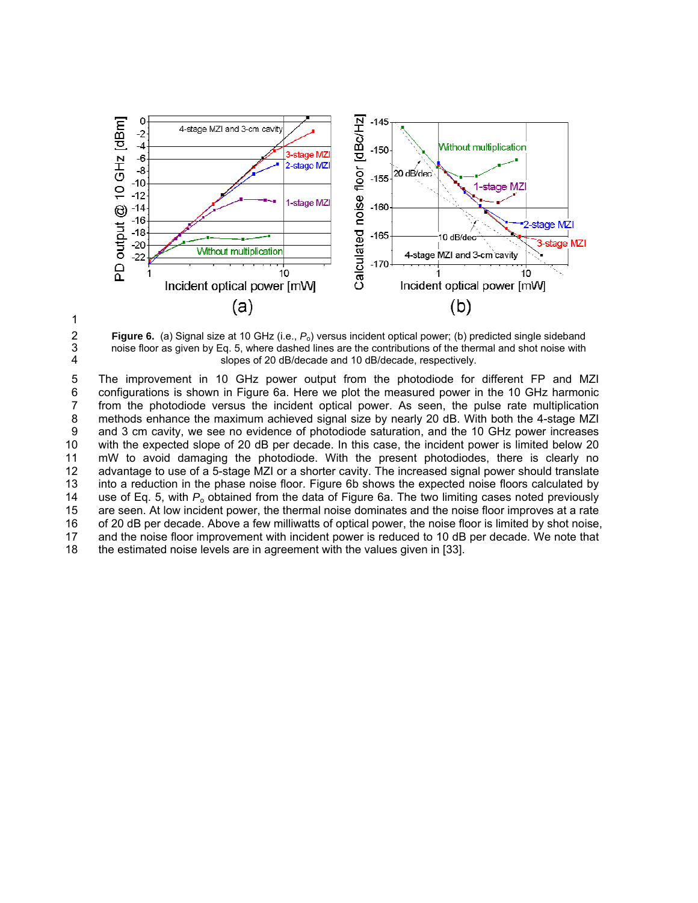**Figure 6.** (a) Signal size at 10 GHz (i.e., $P_o$) versus incident optical power; (b) predicted single sideband noise floor as given by Eq. 5, where dashed lines are the contributions of the thermal and shot noise with slopes of 20 dB/decade and 10 dB/decade, respectively.

The improvement in 10 GHz power output from the photodiode for different FP and MZI configurations is shown in Figure 6a. Here we plot the measured power in the 10 GHz harmonic from the photodiode versus the incident optical power. As seen, the pulse rate multiplication methods enhance the maximum achieved signal size by nearly 20 dB. With both the 4-stage MZI and 3 cm cavity, we see no evidence of photodiode saturation, and the 10 GHz power increases with the expected slope of 20 dB per decade. In this case, the incident power is limited below 20 mW to avoid damaging the photodiode. With the present photodiodes, there is clearly no advantage to use of a 5-stage MZI or a shorter cavity. The increased signal power should translate into a reduction in the phase noise floor. Figure 6b shows the expected noise floors calculated by use of Eq. 5, with $P_o$ obtained from the data of Figure 6a. The two limiting cases noted previously are seen. At low incident power, the thermal noise dominates and the noise floor improves at a rate of 20 dB per decade. Above a few milliwatts of optical power, the noise floor is limited by shot noise, and the noise floor improvement with incident power is reduced to 10 dB per decade. We note that the estimated noise levels are in agreement with the values given in [33].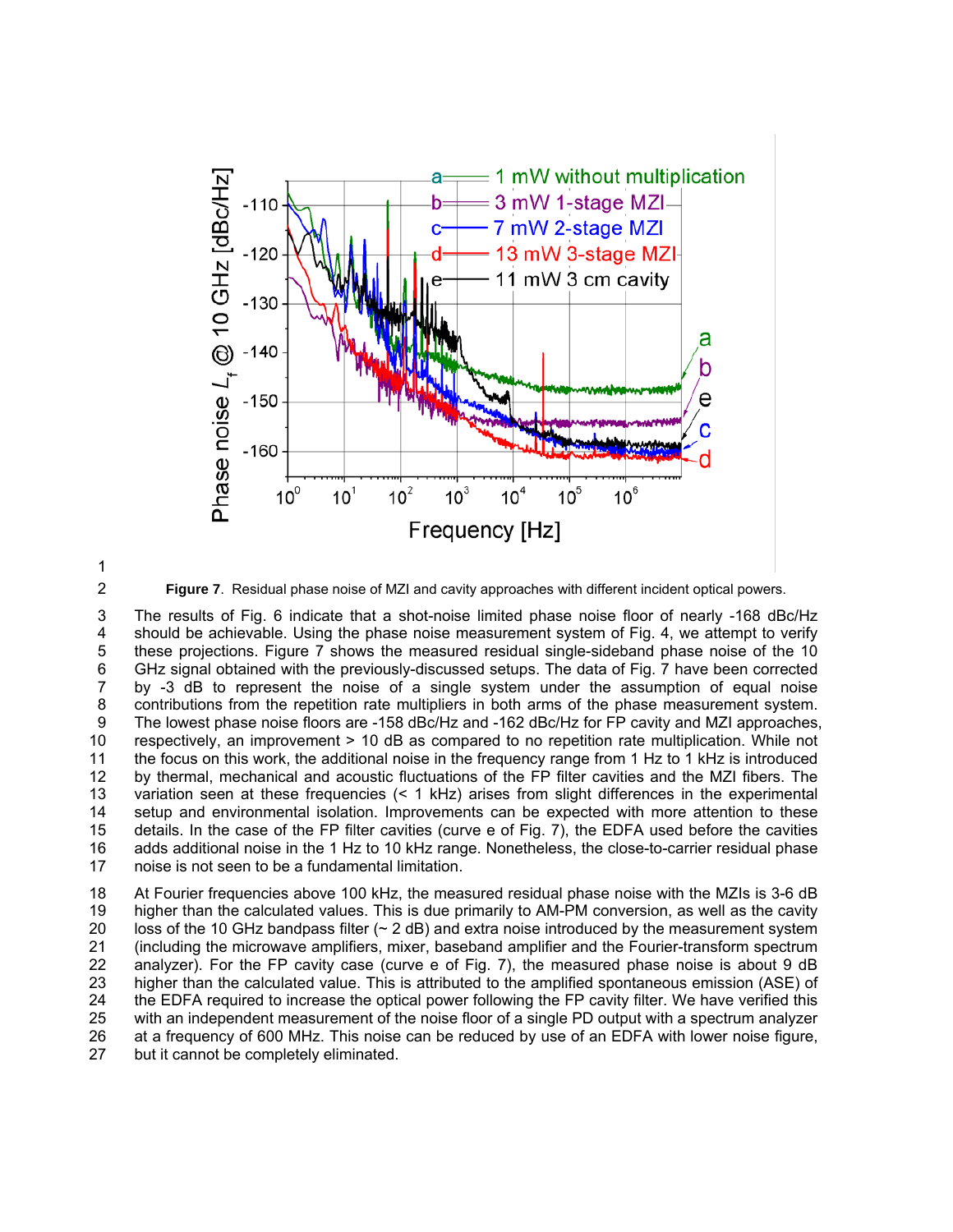**Figure 7**. Residual phase noise of MZI and cavity approaches with different incident optical powers.

The results of Fig. 6 indicate that a shot-noise limited phase noise floor of nearly -168 dBc/Hz should be achievable. Using the phase noise measurement system of Fig. 4, we attempt to verify these projections. Figure 7 shows the measured residual single-sideband phase noise of the 10 GHz signal obtained with the previously-discussed setups. The data of Fig. 7 have been corrected by -3 dB to represent the noise of a single system under the assumption of equal noise contributions from the repetition rate multipliers in both arms of the phase measurement system. The lowest phase noise floors are -158 dBc/Hz and -162 dBc/Hz for FP cavity and MZI approaches, respectively, an improvement > 10 dB as compared to no repetition rate multiplication. While not the focus on this work, the additional noise in the frequency range from 1 Hz to 1 kHz is introduced by thermal, mechanical and acoustic fluctuations of the FP filter cavities and the MZI fibers. The variation seen at these frequencies (< 1 kHz) arises from slight differences in the experimental setup and environmental isolation. Improvements can be expected with more attention to these details. In the case of the FP filter cavities (curve e of Fig. 7), the EDFA used before the cavities adds additional noise in the 1 Hz to 10 kHz range. Nonetheless, the close-to-carrier residual phase noise is not seen to be a fundamental limitation.

At Fourier frequencies above 100 kHz, the measured residual phase noise with the MZIs is 3-6 dB higher than the calculated values. This is due primarily to AM-PM conversion, as well as the cavity loss of the 10 GHz bandpass filter (~ 2 dB) and extra noise introduced by the measurement system (including the microwave amplifiers, mixer, baseband amplifier and the Fourier-transform spectrum analyzer). For the FP cavity case (curve e of Fig. 7), the measured phase noise is about 9 dB higher than the calculated value. This is attributed to the amplified spontaneous emission (ASE) of the EDFA required to increase the optical power following the FP cavity filter. We have verified this with an independent measurement of the noise floor of a single PD output with a spectrum analyzer at a frequency of 600 MHz. This noise can be reduced by use of an EDFA with lower noise figure, but it cannot be completely eliminated.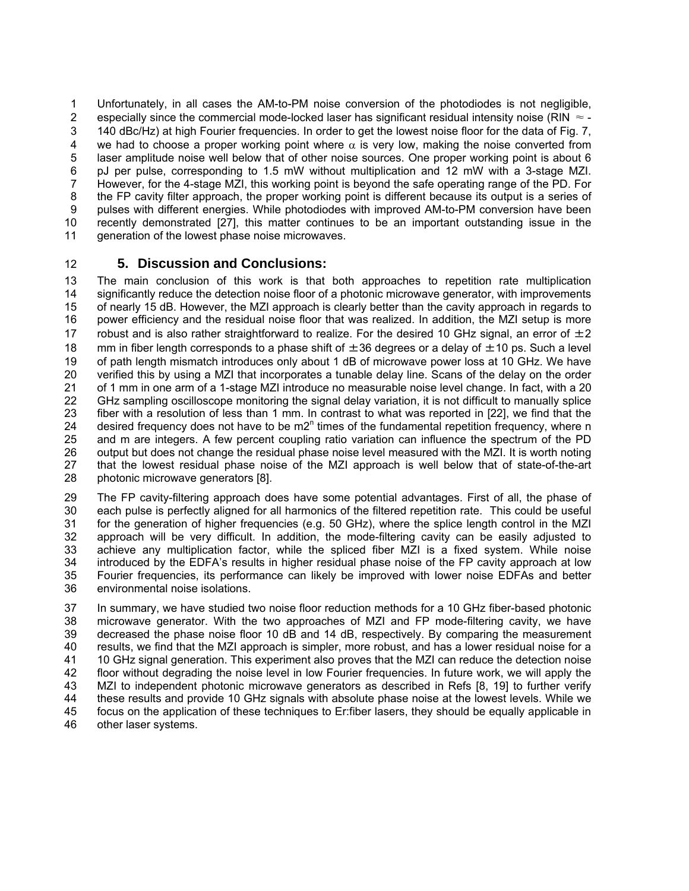Unfortunately, in all cases the AM-to-PM noise conversion of the photodiodes is not negligible, especially since the commercial mode-locked laser has significant residual intensity noise (RIN $\approx$ -140 dBc/Hz) at high Fourier frequencies. In order to get the lowest noise floor for the data of Fig. 7, we had to choose a proper working point where $\alpha$ is very low, making the noise converted from laser amplitude noise well below that of other noise sources. One proper working point is about 6 pJ per pulse, corresponding to 1.5 mW without multiplication and 12 mW with a 3-stage MZI. However, for the 4-stage MZI, this working point is beyond the safe operating range of the PD. For the FP cavity filter approach, the proper working point is different because its output is a series of pulses with different energies. While photodiodes with improved AM-to-PM conversion have been recently demonstrated [27], this matter continues to be an important outstanding issue in the generation of the lowest phase noise microwaves.

## 5. Discussion and Conclusions:

The main conclusion of this work is that both approaches to repetition rate multiplication significantly reduce the detection noise floor of a photonic microwave generator, with improvements of nearly 15 dB. However, the MZI approach is clearly better than the cavity approach in regards to power efficiency and the residual noise floor that was realized. In addition, the MZI setup is more robust and is also rather straightforward to realize. For the desired 10 GHz signal, an error of $\pm$2 mm in fiber length corresponds to a phase shift of $\pm$36 degrees or a delay of $\pm$10 ps. Such a level of path length mismatch introduces only about 1 dB of microwave power loss at 10 GHz. We have verified this by using a MZI that incorporates a tunable delay line. Scans of the delay on the order of 1 mm in one arm of a 1-stage MZI introduce no measurable noise level change. In fact, with a 20 GHz sampling oscilloscope monitoring the signal delay variation, it is not difficult to manually splice fiber with a resolution of less than 1 mm. In contrast to what was reported in [22], we find that the desired frequency does not have to be $m2^n$ times of the fundamental repetition frequency, where n and m are integers. A few percent coupling ratio variation can influence the spectrum of the PD output but does not change the residual phase noise level measured with the MZI. It is worth noting that the lowest residual phase noise of the MZI approach is well below that of state-of-the-art photonic microwave generators [8].

The FP cavity-filtering approach does have some potential advantages. First of all, the phase of each pulse is perfectly aligned for all harmonics of the filtered repetition rate. This could be useful for the generation of higher frequencies (e.g. 50 GHz), where the splice length control in the MZI approach will be very difficult. In addition, the mode-filtering cavity can be easily adjusted to achieve any multiplication factor, while the spliced fiber MZI is a fixed system. While noise introduced by the EDFA's results in higher residual phase noise of the FP cavity approach at low Fourier frequencies, its performance can likely be improved with lower noise EDFAs and better environmental noise isolations.

In summary, we have studied two noise floor reduction methods for a 10 GHz fiber-based photonic microwave generator. With the two approaches of MZI and FP mode-filtering cavity, we have decreased the phase noise floor 10 dB and 14 dB, respectively. By comparing the measurement results, we find that the MZI approach is simpler, more robust, and has a lower residual noise for a 10 GHz signal generation. This experiment also proves that the MZI can reduce the detection noise floor without degrading the noise level in low Fourier frequencies. In future work, we will apply the MZI to independent photonic microwave generators as described in Refs [8, 19] to further verify these results and provide 10 GHz signals with absolute phase noise at the lowest levels. While we focus on the application of these techniques to Er:fiber lasers, they should be equally applicable in other laser systems.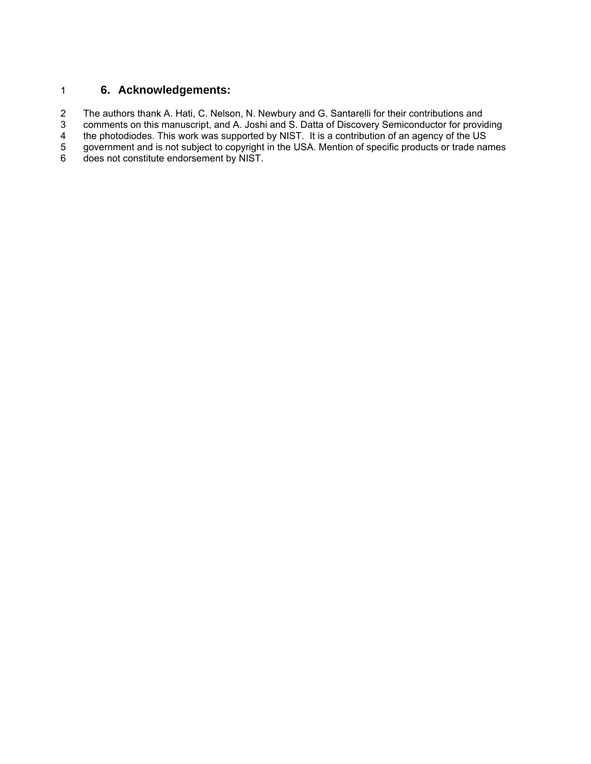## 6. Acknowledgements:

The authors thank A. Hati, C. Nelson, N. Newbury and G. Santarelli for their contributions and comments on this manuscript, and A. Joshi and S. Datta of Discovery Semiconductor for providing the photodiodes. This work was supported by NIST. It is a contribution of an agency of the US government and is not subject to copyright in the USA. Mention of specific products or trade names does not constitute endorsement by NIST.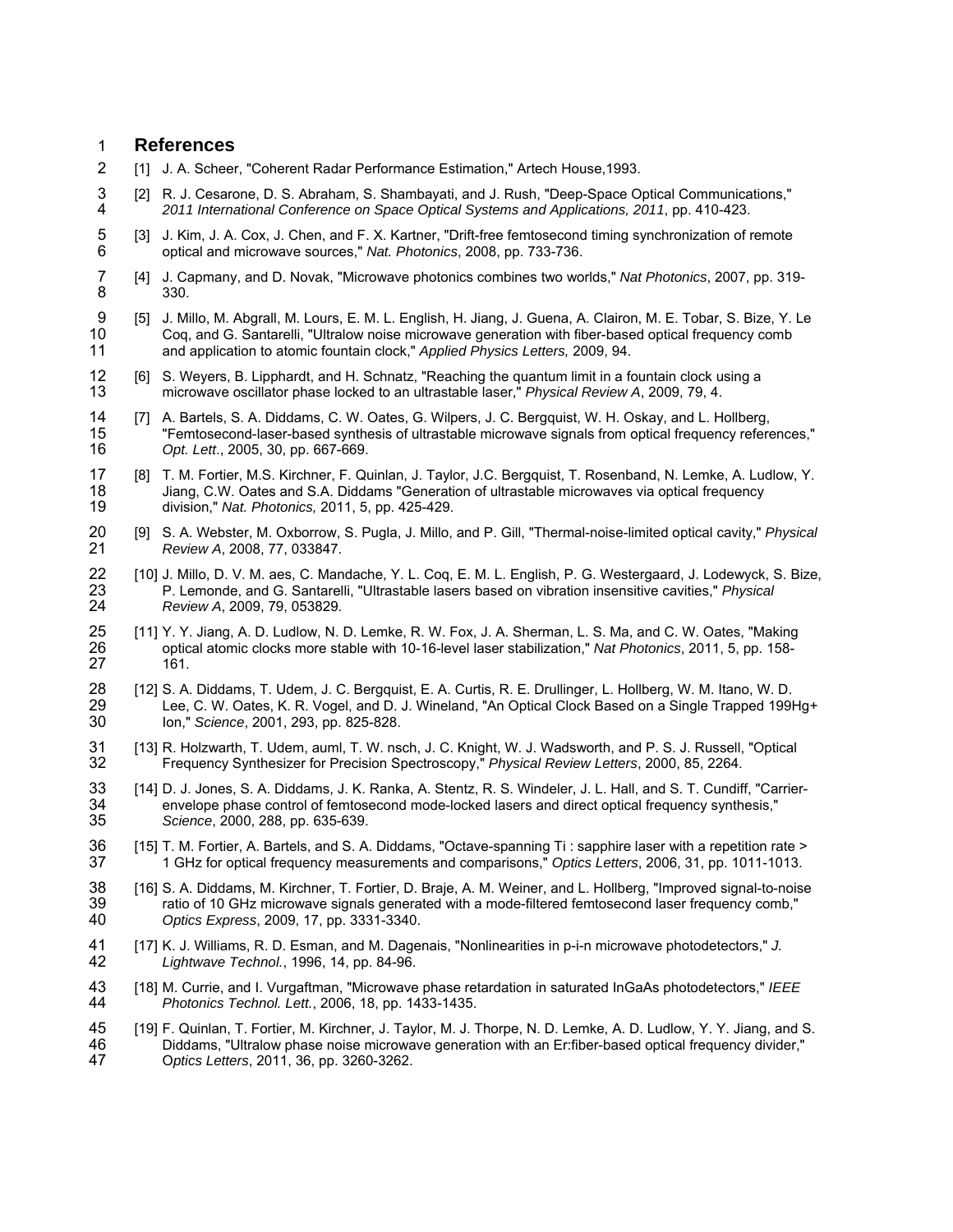# References

[1] J. A. Scheer, "Coherent Radar Performance Estimation," Artech House,1993.

[2] R. J. Cesarone, D. S. Abraham, S. Shambayati, and J. Rush, "Deep-Space Optical Communications," *2011 International Conference on Space Optical Systems and Applications, 2011*, pp. 410-423.

[3] J. Kim, J. A. Cox, J. Chen, and F. X. Kartner, "Drift-free femtosecond timing synchronization of remote optical and microwave sources," *Nat. Photonics*, 2008, pp. 733-736.

[4] J. Capmany, and D. Novak, "Microwave photonics combines two worlds," *Nat Photonics*, 2007, pp. 319-330.

[5] J. Millo, M. Abgrall, M. Lours, E. M. L. English, H. Jiang, J. Guena, A. Clairon, M. E. Tobar, S. Bize, Y. Le Coq, and G. Santarelli, "Ultralow noise microwave generation with fiber-based optical frequency comb and application to atomic fountain clock," *Applied Physics Letters,* 2009, 94.

[6] S. Weyers, B. Lipphardt, and H. Schnatz, "Reaching the quantum limit in a fountain clock using a microwave oscillator phase locked to an ultrastable laser," *Physical Review A*, 2009, 79, 4.

[7] A. Bartels, S. A. Diddams, C. W. Oates, G. Wilpers, J. C. Bergquist, W. H. Oskay, and L. Hollberg, "Femtosecond-laser-based synthesis of ultrastable microwave signals from optical frequency references," *Opt. Lett*., 2005, 30, pp. 667-669.

[8] T. M. Fortier, M.S. Kirchner, F. Quinlan, J. Taylor, J.C. Bergquist, T. Rosenband, N. Lemke, A. Ludlow, Y. Jiang, C.W. Oates and S.A. Diddams "Generation of ultrastable microwaves via optical frequency division," *Nat. Photonics,* 2011, 5, pp. 425-429.

[9] S. A. Webster, M. Oxborrow, S. Pugla, J. Millo, and P. Gill, "Thermal-noise-limited optical cavity," *Physical Review A*, 2008, 77, 033847.

[10] J. Millo, D. V. M. aes, C. Mandache, Y. L. Coq, E. M. L. English, P. G. Westergaard, J. Lodewyck, S. Bize, P. Lemonde, and G. Santarelli, "Ultrastable lasers based on vibration insensitive cavities," *Physical Review A*, 2009, 79, 053829.

[11] Y. Y. Jiang, A. D. Ludlow, N. D. Lemke, R. W. Fox, J. A. Sherman, L. S. Ma, and C. W. Oates, "Making optical atomic clocks more stable with 10-16-level laser stabilization," *Nat Photonics*, 2011, 5, pp. 158-161.

[12] S. A. Diddams, T. Udem, J. C. Bergquist, E. A. Curtis, R. E. Drullinger, L. Hollberg, W. M. Itano, W. D. Lee, C. W. Oates, K. R. Vogel, and D. J. Wineland, "An Optical Clock Based on a Single Trapped 199Hg+ Ion," *Science*, 2001, 293, pp. 825-828.

[13] R. Holzwarth, T. Udem, auml, T. W. nsch, J. C. Knight, W. J. Wadsworth, and P. S. J. Russell, "Optical Frequency Synthesizer for Precision Spectroscopy," *Physical Review Letters*, 2000, 85, 2264.

[14] D. J. Jones, S. A. Diddams, J. K. Ranka, A. Stentz, R. S. Windeler, J. L. Hall, and S. T. Cundiff, "Carrier-envelope phase control of femtosecond mode-locked lasers and direct optical frequency synthesis," *Science*, 2000, 288, pp. 635-639.

[15] T. M. Fortier, A. Bartels, and S. A. Diddams, "Octave-spanning Ti : sapphire laser with a repetition rate > 1 GHz for optical frequency measurements and comparisons," *Optics Letters*, 2006, 31, pp. 1011-1013.

[16] S. A. Diddams, M. Kirchner, T. Fortier, D. Braje, A. M. Weiner, and L. Hollberg, "Improved signal-to-noise ratio of 10 GHz microwave signals generated with a mode-filtered femtosecond laser frequency comb," *Optics Express*, 2009, 17, pp. 3331-3340.

[17] K. J. Williams, R. D. Esman, and M. Dagenais, "Nonlinearities in p-i-n microwave photodetectors," *J. Lightwave Technol.*, 1996, 14, pp. 84-96.

[18] M. Currie, and I. Vurgaftman, "Microwave phase retardation in saturated InGaAs photodetectors," *IEEE Photonics Technol. Lett.*, 2006, 18, pp. 1433-1435.

[19] F. Quinlan, T. Fortier, M. Kirchner, J. Taylor, M. J. Thorpe, N. D. Lemke, A. D. Ludlow, Y. Y. Jiang, and S. Diddams, "Ultralow phase noise microwave generation with an Er:fiber-based optical frequency divider," *Optics Letters*, 2011, 36, pp. 3260-3262.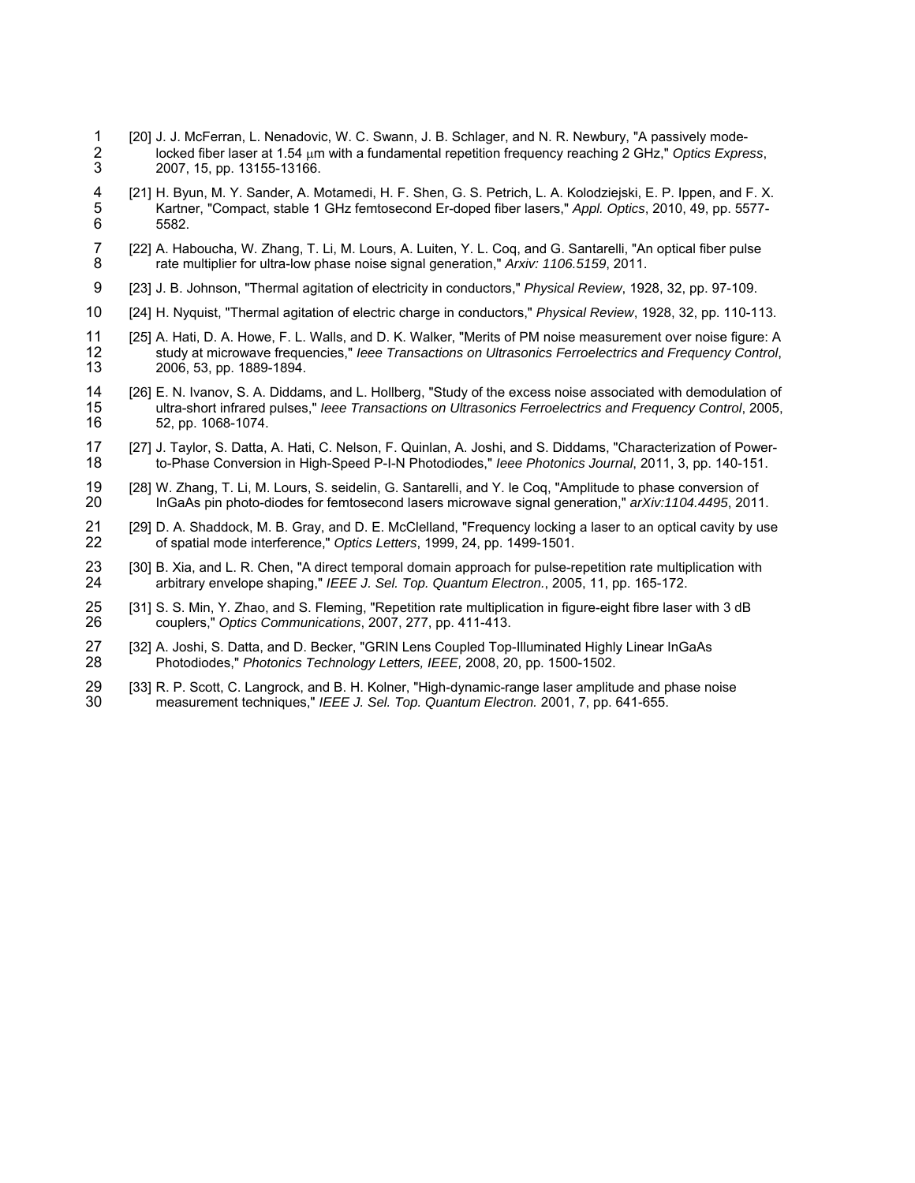[20] J. J. McFerran, L. Nenadovic, W. C. Swann, J. B. Schlager, and N. R. Newbury, "A passively mode-locked fiber laser at 1.54 μm with a fundamental repetition frequency reaching 2 GHz," *Optics Express*, 2007, 15, pp. 13155-13166.

[21] H. Byun, M. Y. Sander, A. Motamedi, H. F. Shen, G. S. Petrich, L. A. Kolodziejski, E. P. Ippen, and F. X. Kartner, "Compact, stable 1 GHz femtosecond Er-doped fiber lasers," *Appl. Optics*, 2010, 49, pp. 5577-5582.

[22] A. Haboucha, W. Zhang, T. Li, M. Lours, A. Luiten, Y. L. Coq, and G. Santarelli, "An optical fiber pulse rate multiplier for ultra-low phase noise signal generation," *Arxiv: 1106.5159*, 2011.

[23] J. B. Johnson, "Thermal agitation of electricity in conductors," *Physical Review*, 1928, 32, pp. 97-109.

[24] H. Nyquist, "Thermal agitation of electric charge in conductors," *Physical Review*, 1928, 32, pp. 110-113.

[25] A. Hati, D. A. Howe, F. L. Walls, and D. K. Walker, "Merits of PM noise measurement over noise figure: A study at microwave frequencies," *Ieee Transactions on Ultrasonics Ferroelectrics and Frequency Control*, 2006, 53, pp. 1889-1894.

[26] E. N. Ivanov, S. A. Diddams, and L. Hollberg, "Study of the excess noise associated with demodulation of ultra-short infrared pulses," *Ieee Transactions on Ultrasonics Ferroelectrics and Frequency Control*, 2005, 52, pp. 1068-1074.

[27] J. Taylor, S. Datta, A. Hati, C. Nelson, F. Quinlan, A. Joshi, and S. Diddams, "Characterization of Power-to-Phase Conversion in High-Speed P-I-N Photodiodes," *Ieee Photonics Journal*, 2011, 3, pp. 140-151.

[28] W. Zhang, T. Li, M. Lours, S. seidelin, G. Santarelli, and Y. le Coq, "Amplitude to phase conversion of InGaAs pin photo-diodes for femtosecond lasers microwave signal generation," *arXiv:1104.4495*, 2011.

[29] D. A. Shaddock, M. B. Gray, and D. E. McClelland, "Frequency locking a laser to an optical cavity by use of spatial mode interference," *Optics Letters*, 1999, 24, pp. 1499-1501.

[30] B. Xia, and L. R. Chen, "A direct temporal domain approach for pulse-repetition rate multiplication with arbitrary envelope shaping," *IEEE J. Sel. Top. Quantum Electron.*, 2005, 11, pp. 165-172.

[31] S. S. Min, Y. Zhao, and S. Fleming, "Repetition rate multiplication in figure-eight fibre laser with 3 dB couplers," *Optics Communications*, 2007, 277, pp. 411-413.

[32] A. Joshi, S. Datta, and D. Becker, "GRIN Lens Coupled Top-Illuminated Highly Linear InGaAs Photodiodes," *Photonics Technology Letters, IEEE,* 2008, 20, pp. 1500-1502.

[33] R. P. Scott, C. Langrock, and B. H. Kolner, "High-dynamic-range laser amplitude and phase noise measurement techniques," *IEEE J. Sel. Top. Quantum Electron.* 2001, 7, pp. 641-655.